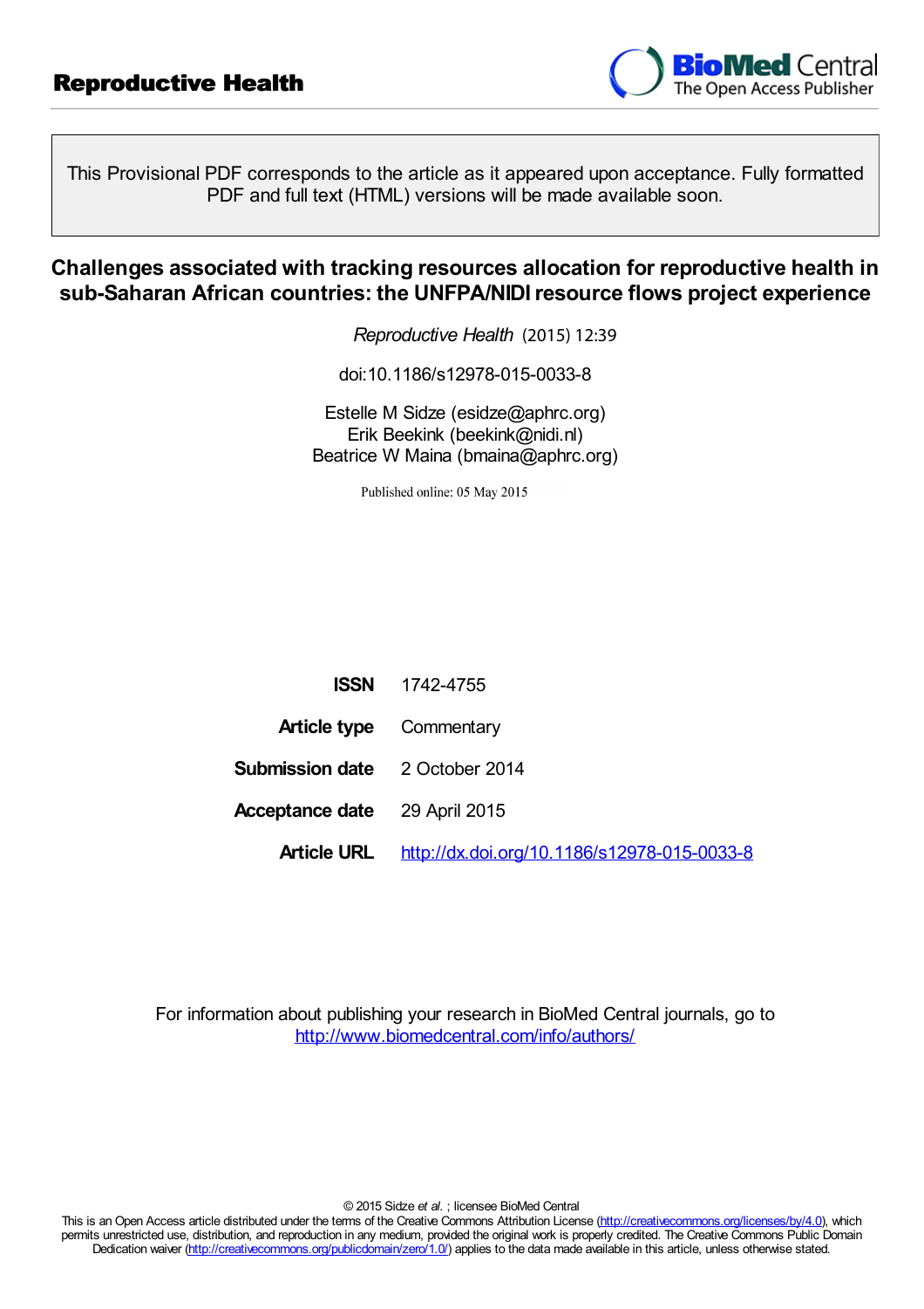Reproductive Health

This Provisional PDF corresponds to the article as it appeared upon acceptance. Fully formatted PDF and full text (HTML) versions will be made available soon.

# Challenges associated with tracking resources allocation for reproductive health in sub-Saharan African countries: the UNFPA/NIDI resource flows project experience

*Reproductive Health* (2015) 12:39

doi:10.1186/s12978-015-0033-8

Estelle M Sidze (esidze@aphrc.org)
Erik Beekink (beekink@nidi.nl)
Beatrice W Maina (bmaina@aphrc.org)

Published online: 05 May 2015

| | |
|---|---|
| **ISSN** | 1742-4755 |
| **Article type** | Commentary |
| **Submission date** | 2 October 2014 |
| **Acceptance date** | 29 April 2015 |
| **Article URL** | http://dx.doi.org/10.1186/s12978-015-0033-8 |

For information about publishing your research in BioMed Central journals, go to
http://www.biomedcentral.com/info/authors/

© 2015 Sidze *et al.* ; licensee BioMed Central
This is an Open Access article distributed under the terms of the Creative Commons Attribution License (http://creativecommons.org/licenses/by/4.0), which permits unrestricted use, distribution, and reproduction in any medium, provided the original work is properly credited. The Creative Commons Public Domain Dedication waiver (http://creativecommons.org/publicdomain/zero/1.0/) applies to the data made available in this article, unless otherwise stated.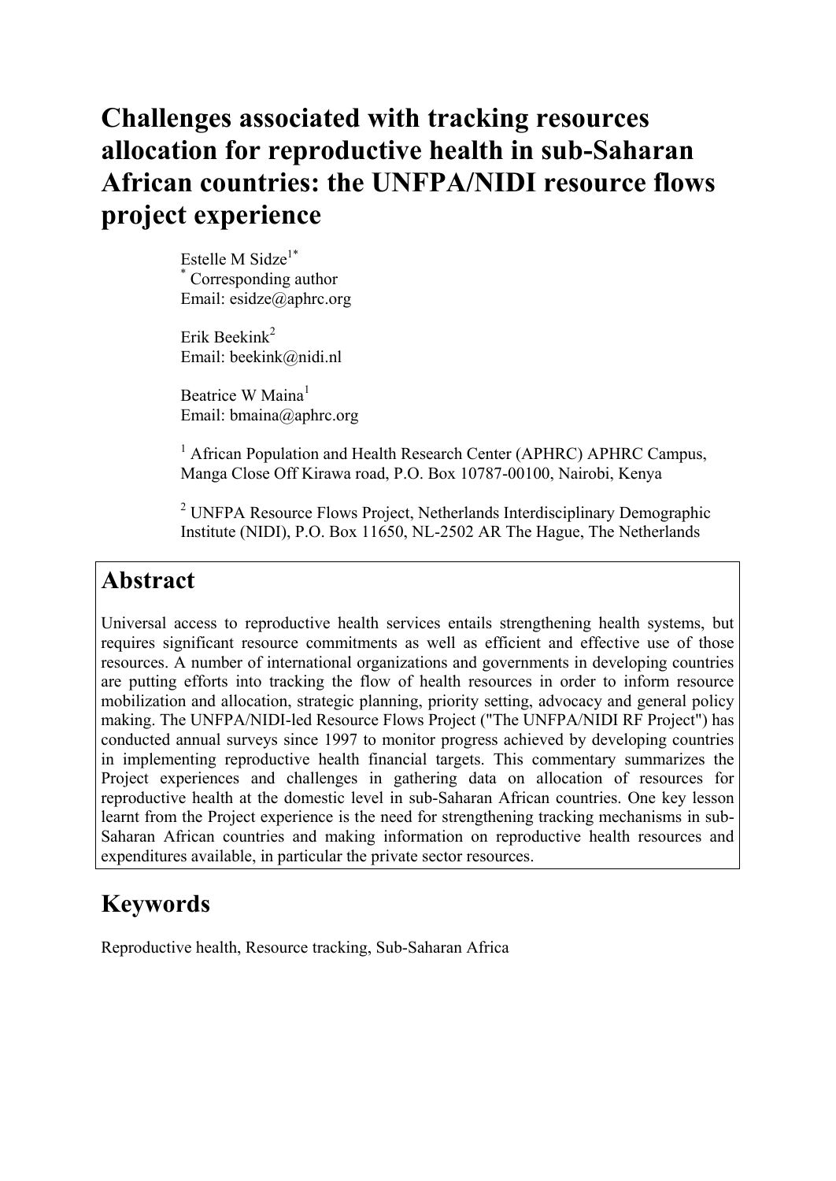# Challenges associated with tracking resources allocation for reproductive health in sub-Saharan African countries: the UNFPA/NIDI resource flows project experience

Estelle M Sidze[1*]
[*] Corresponding author
Email: esidze@aphrc.org

Erik Beekink[2]
Email: beekink@nidi.nl

Beatrice W Maina[1]
Email: bmaina@aphrc.org

[1] African Population and Health Research Center (APHRC) APHRC Campus, Manga Close Off Kirawa road, P.O. Box 10787-00100, Nairobi, Kenya

[2] UNFPA Resource Flows Project, Netherlands Interdisciplinary Demographic Institute (NIDI), P.O. Box 11650, NL-2502 AR The Hague, The Netherlands

## Abstract

Universal access to reproductive health services entails strengthening health systems, but requires significant resource commitments as well as efficient and effective use of those resources. A number of international organizations and governments in developing countries are putting efforts into tracking the flow of health resources in order to inform resource mobilization and allocation, strategic planning, priority setting, advocacy and general policy making. The UNFPA/NIDI-led Resource Flows Project ("The UNFPA/NIDI RF Project") has conducted annual surveys since 1997 to monitor progress achieved by developing countries in implementing reproductive health financial targets. This commentary summarizes the Project experiences and challenges in gathering data on allocation of resources for reproductive health at the domestic level in sub-Saharan African countries. One key lesson learnt from the Project experience is the need for strengthening tracking mechanisms in sub-Saharan African countries and making information on reproductive health resources and expenditures available, in particular the private sector resources.

## Keywords

Reproductive health, Resource tracking, Sub-Saharan Africa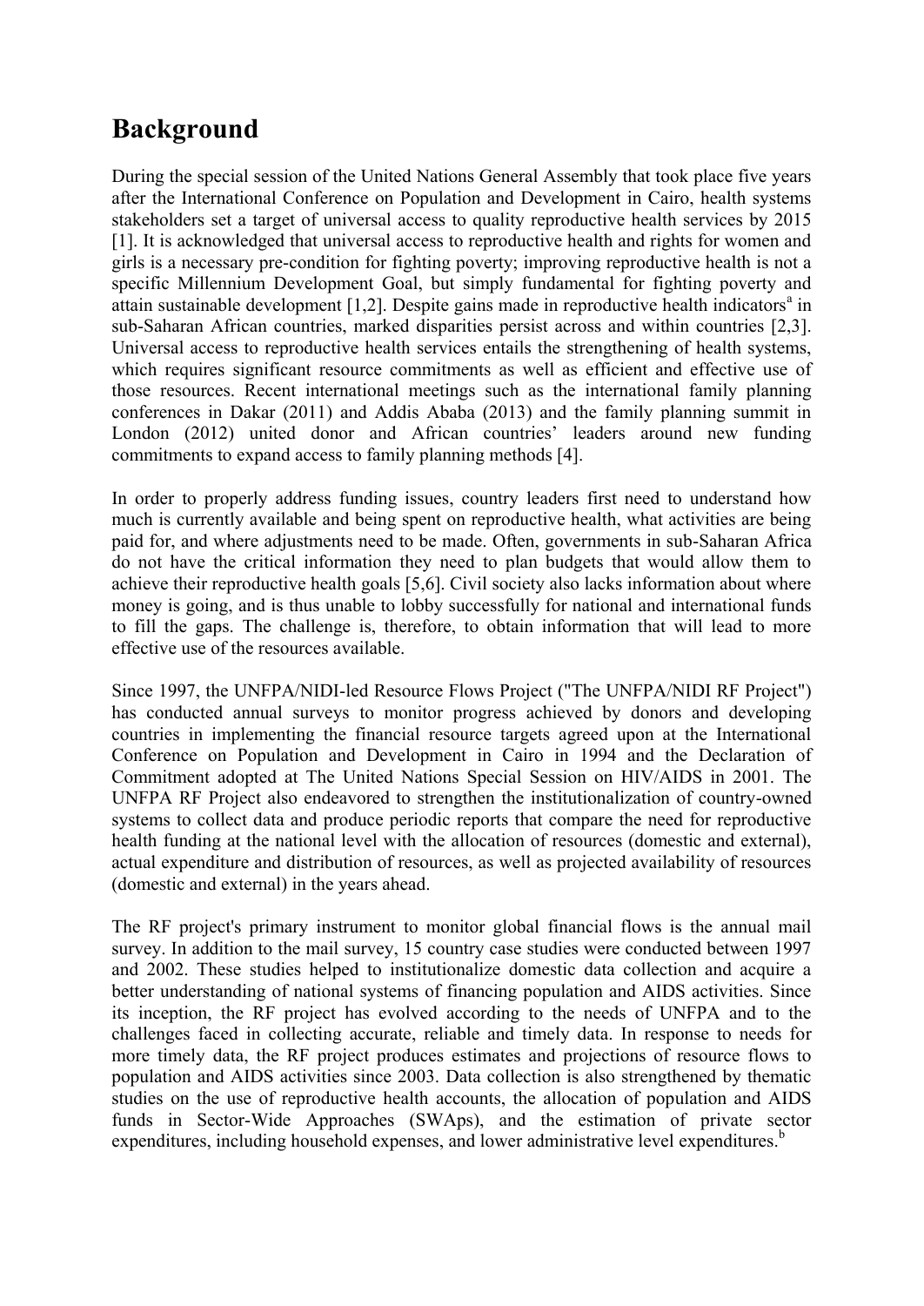## Background

During the special session of the United Nations General Assembly that took place five years after the International Conference on Population and Development in Cairo, health systems stakeholders set a target of universal access to quality reproductive health services by 2015 [1]. It is acknowledged that universal access to reproductive health and rights for women and girls is a necessary pre-condition for fighting poverty; improving reproductive health is not a specific Millennium Development Goal, but simply fundamental for fighting poverty and attain sustainable development [1,2]. Despite gains made in reproductive health indicators[a] in sub-Saharan African countries, marked disparities persist across and within countries [2,3]. Universal access to reproductive health services entails the strengthening of health systems, which requires significant resource commitments as well as efficient and effective use of those resources. Recent international meetings such as the international family planning conferences in Dakar (2011) and Addis Ababa (2013) and the family planning summit in London (2012) united donor and African countries' leaders around new funding commitments to expand access to family planning methods [4].

In order to properly address funding issues, country leaders first need to understand how much is currently available and being spent on reproductive health, what activities are being paid for, and where adjustments need to be made. Often, governments in sub-Saharan Africa do not have the critical information they need to plan budgets that would allow them to achieve their reproductive health goals [5,6]. Civil society also lacks information about where money is going, and is thus unable to lobby successfully for national and international funds to fill the gaps. The challenge is, therefore, to obtain information that will lead to more effective use of the resources available.

Since 1997, the UNFPA/NIDI-led Resource Flows Project ("The UNFPA/NIDI RF Project") has conducted annual surveys to monitor progress achieved by donors and developing countries in implementing the financial resource targets agreed upon at the International Conference on Population and Development in Cairo in 1994 and the Declaration of Commitment adopted at The United Nations Special Session on HIV/AIDS in 2001. The UNFPA RF Project also endeavored to strengthen the institutionalization of country-owned systems to collect data and produce periodic reports that compare the need for reproductive health funding at the national level with the allocation of resources (domestic and external), actual expenditure and distribution of resources, as well as projected availability of resources (domestic and external) in the years ahead.

The RF project's primary instrument to monitor global financial flows is the annual mail survey. In addition to the mail survey, 15 country case studies were conducted between 1997 and 2002. These studies helped to institutionalize domestic data collection and acquire a better understanding of national systems of financing population and AIDS activities. Since its inception, the RF project has evolved according to the needs of UNFPA and to the challenges faced in collecting accurate, reliable and timely data. In response to needs for more timely data, the RF project produces estimates and projections of resource flows to population and AIDS activities since 2003. Data collection is also strengthened by thematic studies on the use of reproductive health accounts, the allocation of population and AIDS funds in Sector-Wide Approaches (SWAps), and the estimation of private sector expenditures, including household expenses, and lower administrative level expenditures.[b]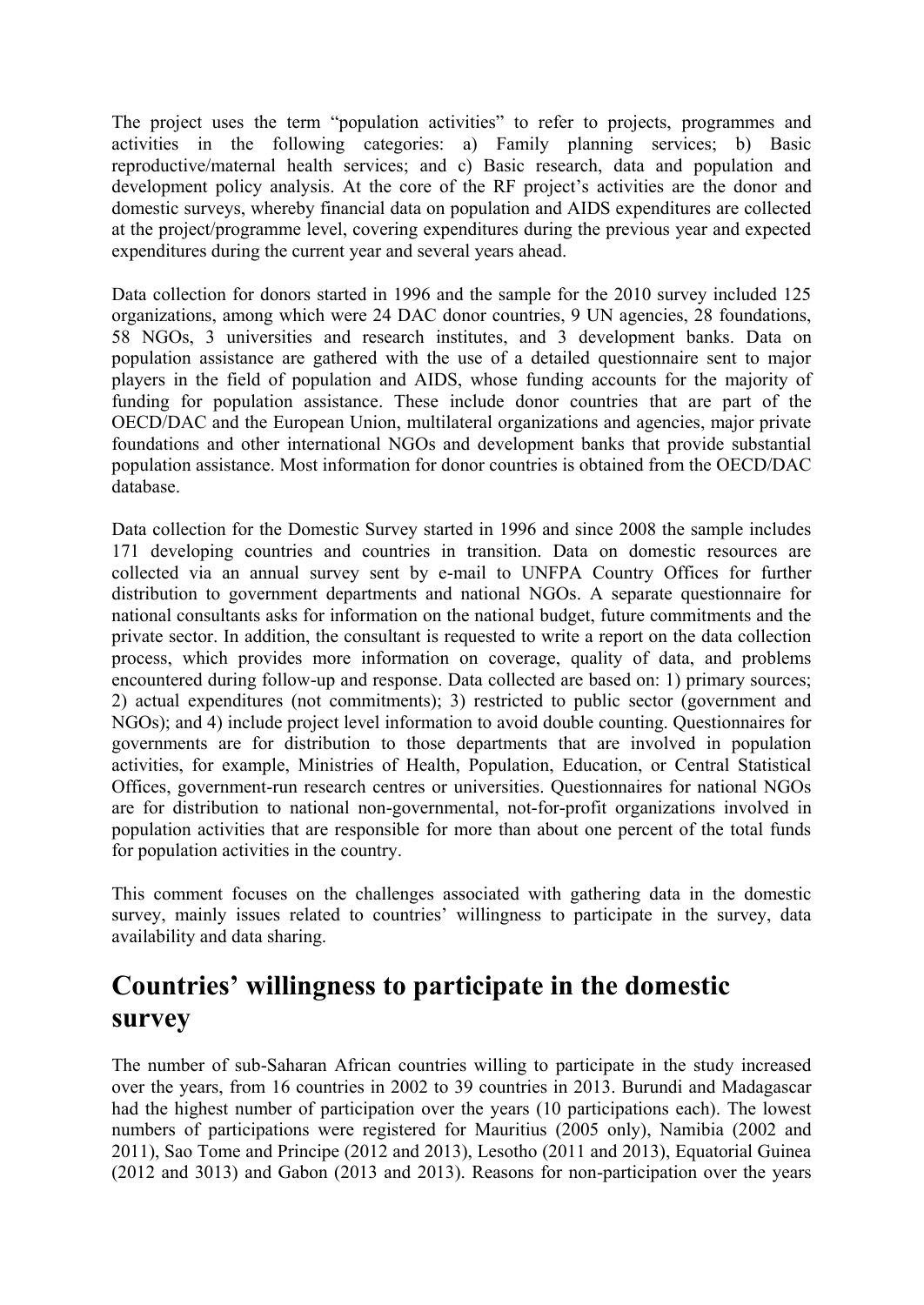The project uses the term "population activities" to refer to projects, programmes and activities in the following categories: a) Family planning services; b) Basic reproductive/maternal health services; and c) Basic research, data and population and development policy analysis. At the core of the RF project's activities are the donor and domestic surveys, whereby financial data on population and AIDS expenditures are collected at the project/programme level, covering expenditures during the previous year and expected expenditures during the current year and several years ahead.

Data collection for donors started in 1996 and the sample for the 2010 survey included 125 organizations, among which were 24 DAC donor countries, 9 UN agencies, 28 foundations, 58 NGOs, 3 universities and research institutes, and 3 development banks. Data on population assistance are gathered with the use of a detailed questionnaire sent to major players in the field of population and AIDS, whose funding accounts for the majority of funding for population assistance. These include donor countries that are part of the OECD/DAC and the European Union, multilateral organizations and agencies, major private foundations and other international NGOs and development banks that provide substantial population assistance. Most information for donor countries is obtained from the OECD/DAC database.

Data collection for the Domestic Survey started in 1996 and since 2008 the sample includes 171 developing countries and countries in transition. Data on domestic resources are collected via an annual survey sent by e-mail to UNFPA Country Offices for further distribution to government departments and national NGOs. A separate questionnaire for national consultants asks for information on the national budget, future commitments and the private sector. In addition, the consultant is requested to write a report on the data collection process, which provides more information on coverage, quality of data, and problems encountered during follow-up and response. Data collected are based on: 1) primary sources; 2) actual expenditures (not commitments); 3) restricted to public sector (government and NGOs); and 4) include project level information to avoid double counting. Questionnaires for governments are for distribution to those departments that are involved in population activities, for example, Ministries of Health, Population, Education, or Central Statistical Offices, government-run research centres or universities. Questionnaires for national NGOs are for distribution to national non-governmental, not-for-profit organizations involved in population activities that are responsible for more than about one percent of the total funds for population activities in the country.

This comment focuses on the challenges associated with gathering data in the domestic survey, mainly issues related to countries' willingness to participate in the survey, data availability and data sharing.

## Countries' willingness to participate in the domestic survey

The number of sub-Saharan African countries willing to participate in the study increased over the years, from 16 countries in 2002 to 39 countries in 2013. Burundi and Madagascar had the highest number of participation over the years (10 participations each). The lowest numbers of participations were registered for Mauritius (2005 only), Namibia (2002 and 2011), Sao Tome and Principe (2012 and 2013), Lesotho (2011 and 2013), Equatorial Guinea (2012 and 3013) and Gabon (2013 and 2013). Reasons for non-participation over the years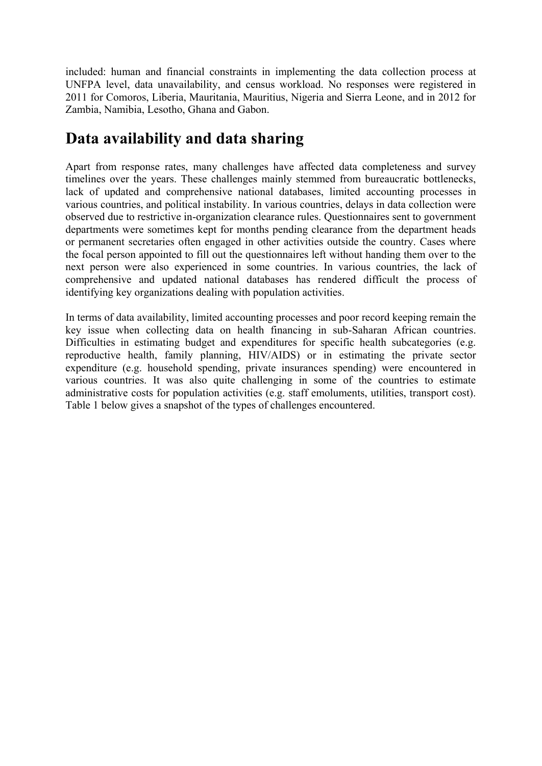included: human and financial constraints in implementing the data collection process at UNFPA level, data unavailability, and census workload. No responses were registered in 2011 for Comoros, Liberia, Mauritania, Mauritius, Nigeria and Sierra Leone, and in 2012 for Zambia, Namibia, Lesotho, Ghana and Gabon.

## Data availability and data sharing

Apart from response rates, many challenges have affected data completeness and survey timelines over the years. These challenges mainly stemmed from bureaucratic bottlenecks, lack of updated and comprehensive national databases, limited accounting processes in various countries, and political instability. In various countries, delays in data collection were observed due to restrictive in-organization clearance rules. Questionnaires sent to government departments were sometimes kept for months pending clearance from the department heads or permanent secretaries often engaged in other activities outside the country. Cases where the focal person appointed to fill out the questionnaires left without handing them over to the next person were also experienced in some countries. In various countries, the lack of comprehensive and updated national databases has rendered difficult the process of identifying key organizations dealing with population activities.

In terms of data availability, limited accounting processes and poor record keeping remain the key issue when collecting data on health financing in sub-Saharan African countries. Difficulties in estimating budget and expenditures for specific health subcategories (e.g. reproductive health, family planning, HIV/AIDS) or in estimating the private sector expenditure (e.g. household spending, private insurances spending) were encountered in various countries. It was also quite challenging in some of the countries to estimate administrative costs for population activities (e.g. staff emoluments, utilities, transport cost). Table 1 below gives a snapshot of the types of challenges encountered.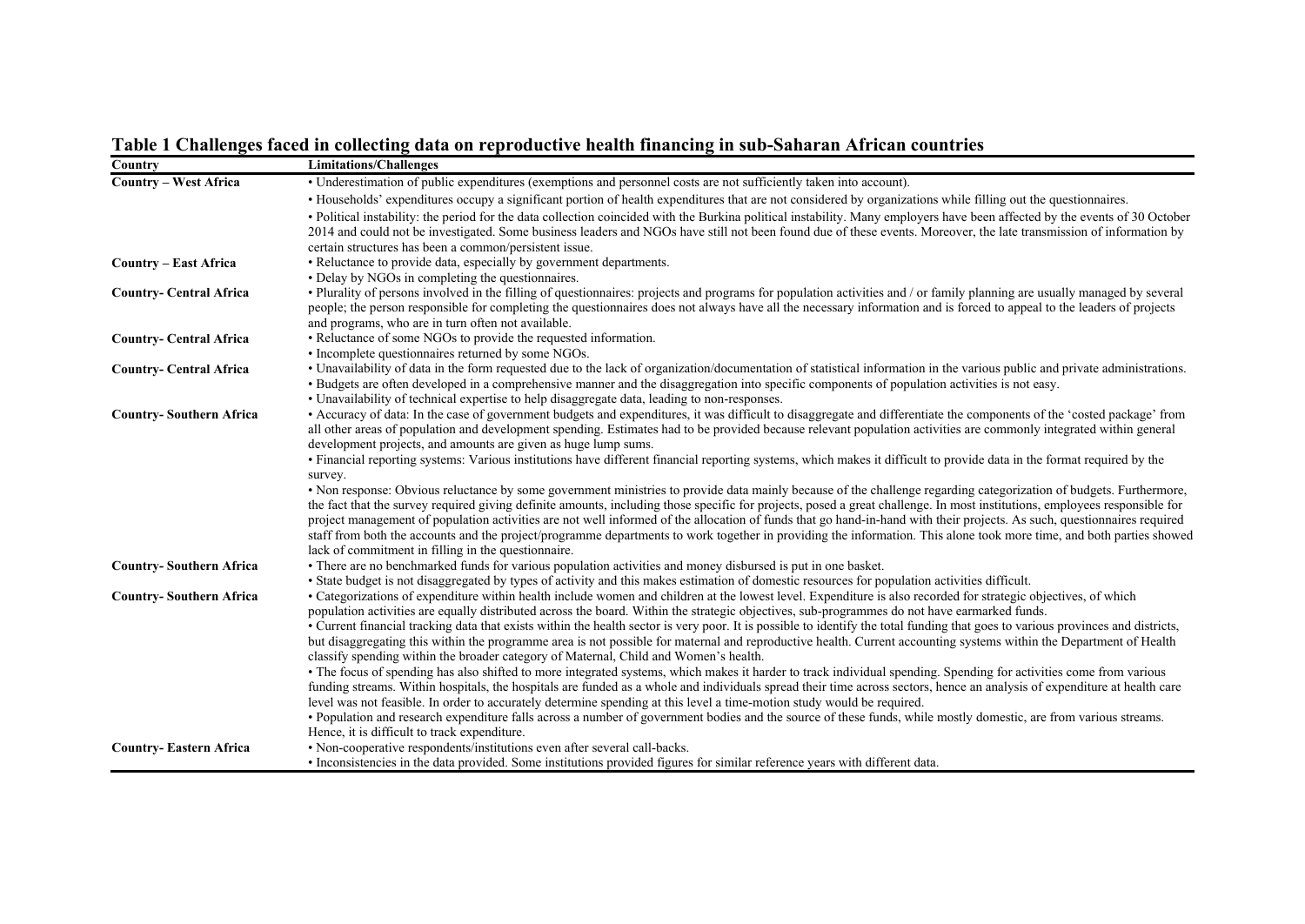**Table 1 Challenges faced in collecting data on reproductive health financing in sub-Saharan African countries**

| Country | Limitations/Challenges |
|---|---|
| **Country – West Africa** | • Underestimation of public expenditures (exemptions and personnel costs are not sufficiently taken into account).<br>• Households' expenditures occupy a significant portion of health expenditures that are not considered by organizations while filling out the questionnaires.<br>• Political instability: the period for the data collection coincided with the Burkina political instability. Many employers have been affected by the events of 30 October 2014 and could not be investigated. Some business leaders and NGOs have still not been found due of these events. Moreover, the late transmission of information by certain structures has been a common/persistent issue. |
| **Country – East Africa** | • Reluctance to provide data, especially by government departments.<br>• Delay by NGOs in completing the questionnaires. |
| **Country- Central Africa** | • Plurality of persons involved in the filling of questionnaires: projects and programs for population activities and / or family planning are usually managed by several people; the person responsible for completing the questionnaires does not always have all the necessary information and is forced to appeal to the leaders of projects and programs, who are in turn often not available. |
| **Country- Central Africa** | • Reluctance of some NGOs to provide the requested information.<br>• Incomplete questionnaires returned by some NGOs. |
| **Country- Central Africa** | • Unavailability of data in the form requested due to the lack of organization/documentation of statistical information in the various public and private administrations.<br>• Budgets are often developed in a comprehensive manner and the disaggregation into specific components of population activities is not easy.<br>• Unavailability of technical expertise to help disaggregate data, leading to non-responses. |
| **Country- Southern Africa** | • Accuracy of data: In the case of government budgets and expenditures, it was difficult to disaggregate and differentiate the components of the 'costed package' from all other areas of population and development spending. Estimates had to be provided because relevant population activities are commonly integrated within general development projects, and amounts are given as huge lump sums.<br>• Financial reporting systems: Various institutions have different financial reporting systems, which makes it difficult to provide data in the format required by the survey.<br>• Non response: Obvious reluctance by some government ministries to provide data mainly because of the challenge regarding categorization of budgets. Furthermore, the fact that the survey required giving definite amounts, including those specific for projects, posed a great challenge. In most institutions, employees responsible for project management of population activities are not well informed of the allocation of funds that go hand-in-hand with their projects. As such, questionnaires required staff from both the accounts and the project/programme departments to work together in providing the information. This alone took more time, and both parties showed lack of commitment in filling in the questionnaire. |
| **Country- Southern Africa** | • There are no benchmarked funds for various population activities and money disbursed is put in one basket.<br>• State budget is not disaggregated by types of activity and this makes estimation of domestic resources for population activities difficult. |
| **Country- Southern Africa** | • Categorizations of expenditure within health include women and children at the lowest level. Expenditure is also recorded for strategic objectives, of which population activities are equally distributed across the board. Within the strategic objectives, sub-programmes do not have earmarked funds.<br>• Current financial tracking data that exists within the health sector is very poor. It is possible to identify the total funding that goes to various provinces and districts, but disaggregating this within the programme area is not possible for maternal and reproductive health. Current accounting systems within the Department of Health classify spending within the broader category of Maternal, Child and Women's health.<br>• The focus of spending has also shifted to more integrated systems, which makes it harder to track individual spending. Spending for activities come from various funding streams. Within hospitals, the hospitals are funded as a whole and individuals spread their time across sectors, hence an analysis of expenditure at health care level was not feasible. In order to accurately determine spending at this level a time-motion study would be required.<br>• Population and research expenditure falls across a number of government bodies and the source of these funds, while mostly domestic, are from various streams. Hence, it is difficult to track expenditure. |
| **Country- Eastern Africa** | • Non-cooperative respondents/institutions even after several call-backs.<br>• Inconsistencies in the data provided. Some institutions provided figures for similar reference years with different data. |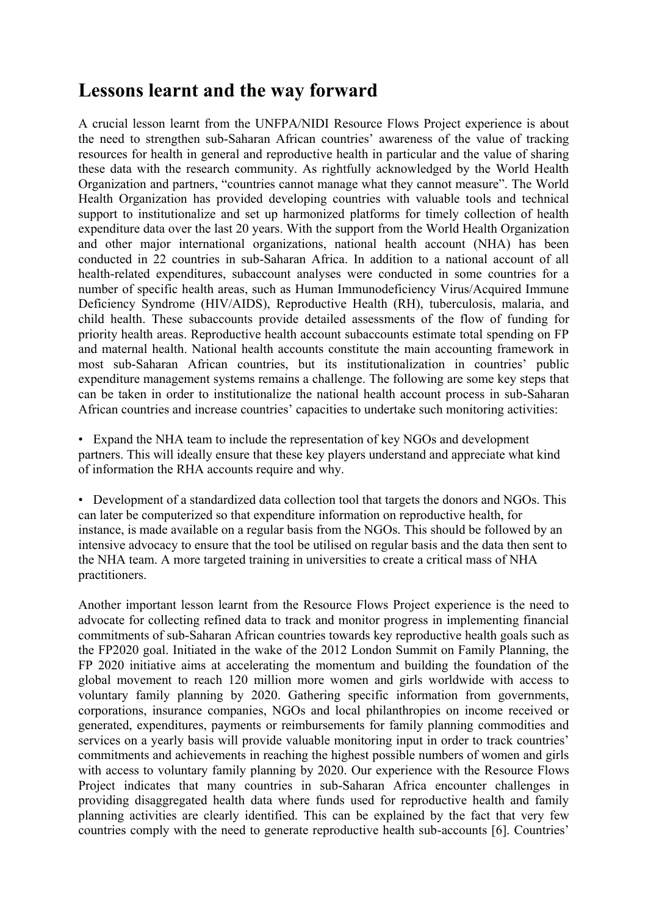## Lessons learnt and the way forward

A crucial lesson learnt from the UNFPA/NIDI Resource Flows Project experience is about the need to strengthen sub-Saharan African countries' awareness of the value of tracking resources for health in general and reproductive health in particular and the value of sharing these data with the research community. As rightfully acknowledged by the World Health Organization and partners, "countries cannot manage what they cannot measure". The World Health Organization has provided developing countries with valuable tools and technical support to institutionalize and set up harmonized platforms for timely collection of health expenditure data over the last 20 years. With the support from the World Health Organization and other major international organizations, national health account (NHA) has been conducted in 22 countries in sub-Saharan Africa. In addition to a national account of all health-related expenditures, subaccount analyses were conducted in some countries for a number of specific health areas, such as Human Immunodeficiency Virus/Acquired Immune Deficiency Syndrome (HIV/AIDS), Reproductive Health (RH), tuberculosis, malaria, and child health. These subaccounts provide detailed assessments of the flow of funding for priority health areas. Reproductive health account subaccounts estimate total spending on FP and maternal health. National health accounts constitute the main accounting framework in most sub-Saharan African countries, but its institutionalization in countries' public expenditure management systems remains a challenge. The following are some key steps that can be taken in order to institutionalize the national health account process in sub-Saharan African countries and increase countries' capacities to undertake such monitoring activities:

- Expand the NHA team to include the representation of key NGOs and development partners. This will ideally ensure that these key players understand and appreciate what kind of information the RHA accounts require and why.

- Development of a standardized data collection tool that targets the donors and NGOs. This can later be computerized so that expenditure information on reproductive health, for instance, is made available on a regular basis from the NGOs. This should be followed by an intensive advocacy to ensure that the tool be utilised on regular basis and the data then sent to the NHA team. A more targeted training in universities to create a critical mass of NHA practitioners.

Another important lesson learnt from the Resource Flows Project experience is the need to advocate for collecting refined data to track and monitor progress in implementing financial commitments of sub-Saharan African countries towards key reproductive health goals such as the FP2020 goal. Initiated in the wake of the 2012 London Summit on Family Planning, the FP 2020 initiative aims at accelerating the momentum and building the foundation of the global movement to reach 120 million more women and girls worldwide with access to voluntary family planning by 2020. Gathering specific information from governments, corporations, insurance companies, NGOs and local philanthropies on income received or generated, expenditures, payments or reimbursements for family planning commodities and services on a yearly basis will provide valuable monitoring input in order to track countries' commitments and achievements in reaching the highest possible numbers of women and girls with access to voluntary family planning by 2020. Our experience with the Resource Flows Project indicates that many countries in sub-Saharan Africa encounter challenges in providing disaggregated health data where funds used for reproductive health and family planning activities are clearly identified. This can be explained by the fact that very few countries comply with the need to generate reproductive health sub-accounts [6]. Countries'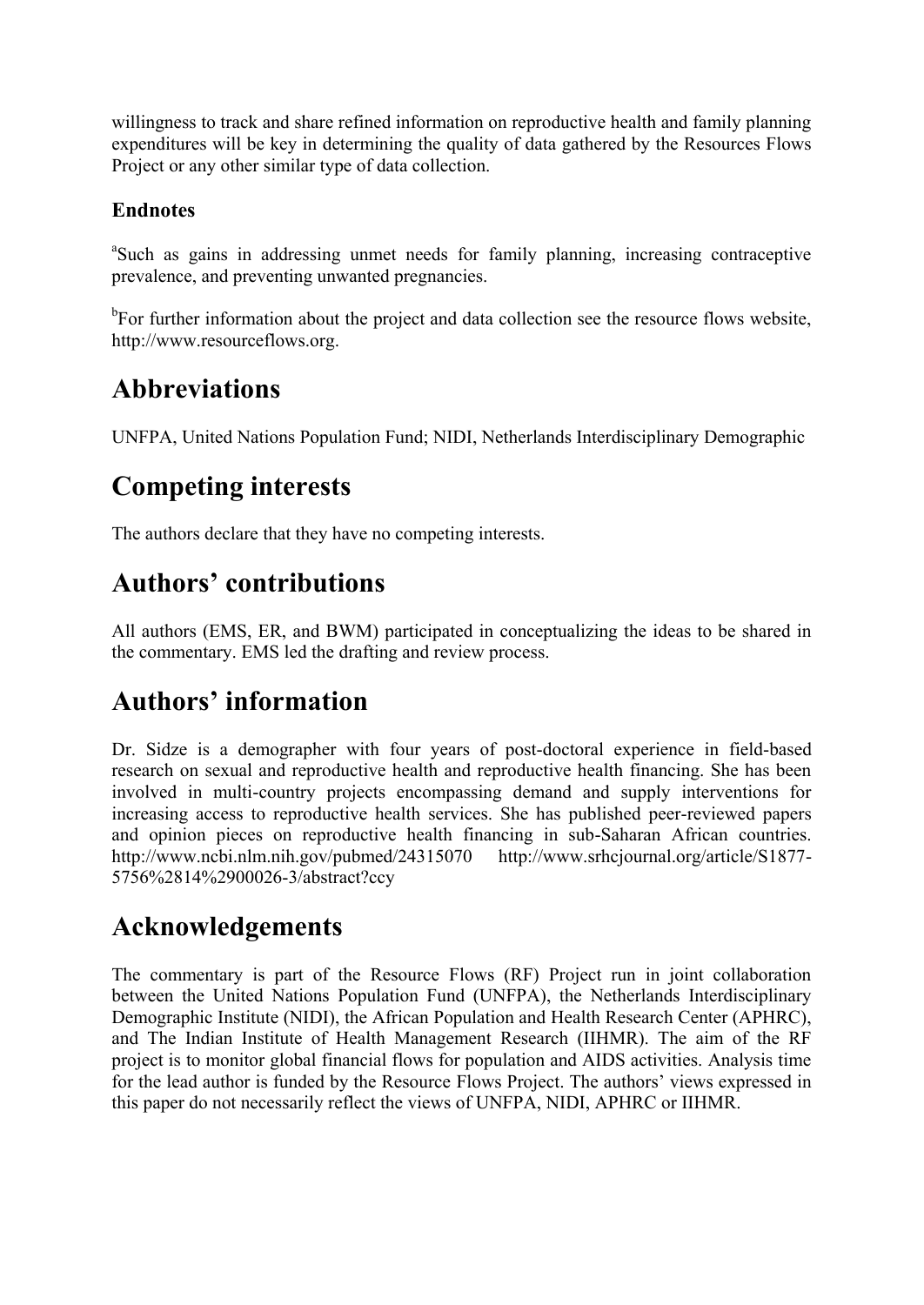willingness to track and share refined information on reproductive health and family planning expenditures will be key in determining the quality of data gathered by the Resources Flows Project or any other similar type of data collection.

### Endnotes

[a]Such as gains in addressing unmet needs for family planning, increasing contraceptive prevalence, and preventing unwanted pregnancies.

[b]For further information about the project and data collection see the resource flows website, http://www.resourceflows.org.

# Abbreviations

UNFPA, United Nations Population Fund; NIDI, Netherlands Interdisciplinary Demographic

# Competing interests

The authors declare that they have no competing interests.

# Authors' contributions

All authors (EMS, ER, and BWM) participated in conceptualizing the ideas to be shared in the commentary. EMS led the drafting and review process.

# Authors' information

Dr. Sidze is a demographer with four years of post-doctoral experience in field-based research on sexual and reproductive health and reproductive health financing. She has been involved in multi-country projects encompassing demand and supply interventions for increasing access to reproductive health services. She has published peer-reviewed papers and opinion pieces on reproductive health financing in sub-Saharan African countries. http://www.ncbi.nlm.nih.gov/pubmed/24315070 http://www.srhcjournal.org/article/S1877-5756%2814%2900026-3/abstract?ccy

# Acknowledgements

The commentary is part of the Resource Flows (RF) Project run in joint collaboration between the United Nations Population Fund (UNFPA), the Netherlands Interdisciplinary Demographic Institute (NIDI), the African Population and Health Research Center (APHRC), and The Indian Institute of Health Management Research (IIHMR). The aim of the RF project is to monitor global financial flows for population and AIDS activities. Analysis time for the lead author is funded by the Resource Flows Project. The authors' views expressed in this paper do not necessarily reflect the views of UNFPA, NIDI, APHRC or IIHMR.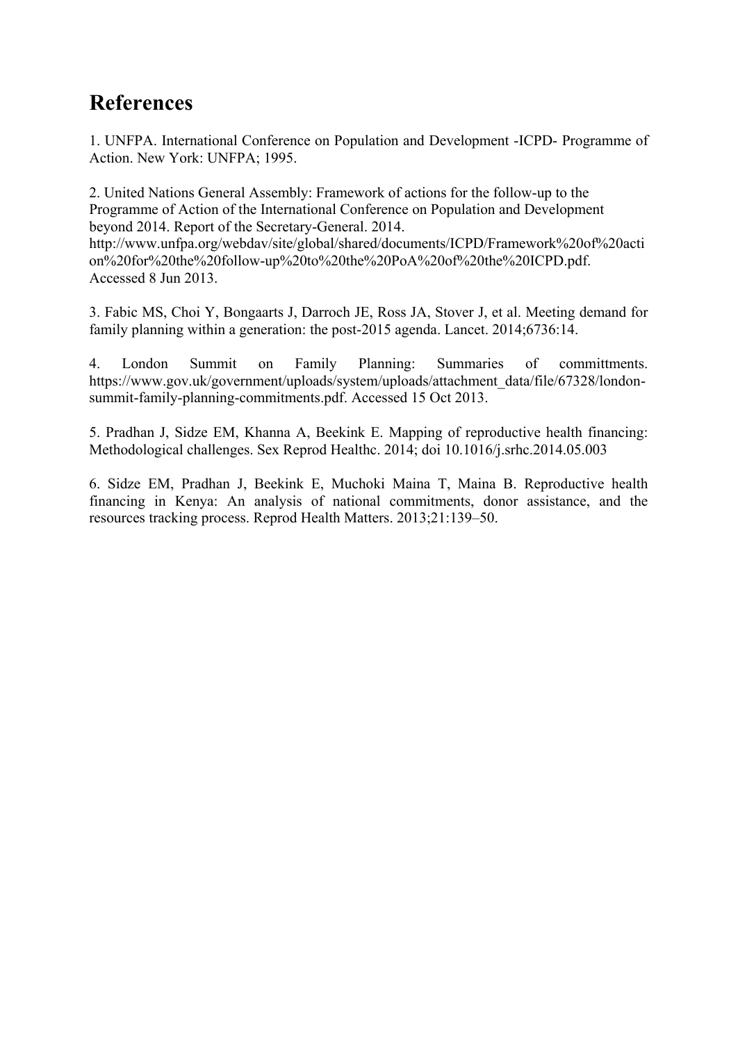# References

1. UNFPA. International Conference on Population and Development -ICPD- Programme of Action. New York: UNFPA; 1995.

2. United Nations General Assembly: Framework of actions for the follow-up to the Programme of Action of the International Conference on Population and Development beyond 2014. Report of the Secretary-General. 2014. http://www.unfpa.org/webdav/site/global/shared/documents/ICPD/Framework%20of%20action%20for%20the%20follow-up%20to%20the%20PoA%20of%20the%20ICPD.pdf. Accessed 8 Jun 2013.

3. Fabic MS, Choi Y, Bongaarts J, Darroch JE, Ross JA, Stover J, et al. Meeting demand for family planning within a generation: the post-2015 agenda. Lancet. 2014;6736:14.

4. London Summit on Family Planning: Summaries of committments. https://www.gov.uk/government/uploads/system/uploads/attachment_data/file/67328/london-summit-family-planning-commitments.pdf. Accessed 15 Oct 2013.

5. Pradhan J, Sidze EM, Khanna A, Beekink E. Mapping of reproductive health financing: Methodological challenges. Sex Reprod Healthc. 2014; doi 10.1016/j.srhc.2014.05.003

6. Sidze EM, Pradhan J, Beekink E, Muchoki Maina T, Maina B. Reproductive health financing in Kenya: An analysis of national commitments, donor assistance, and the resources tracking process. Reprod Health Matters. 2013;21:139–50.